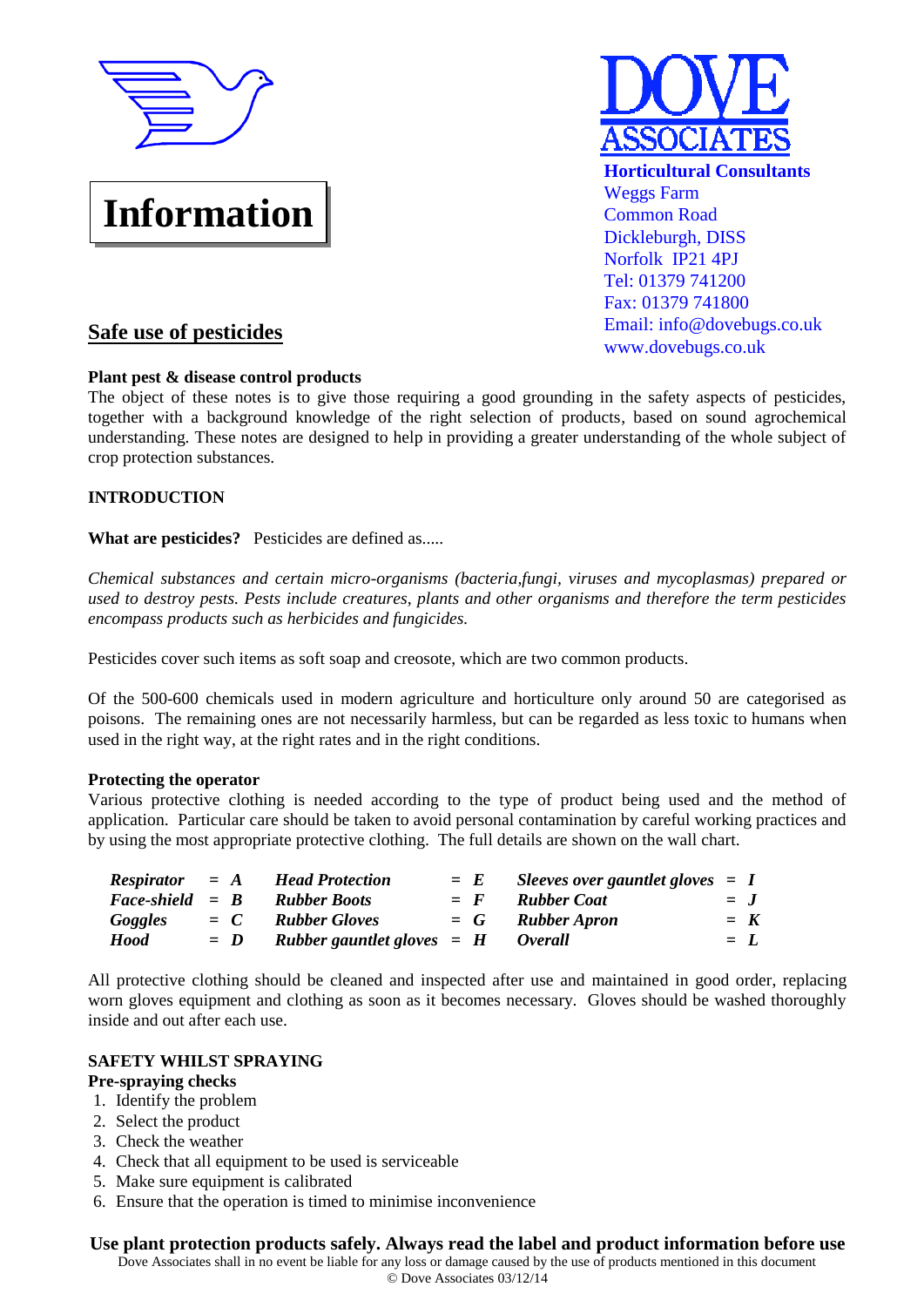# Information

**DOVE ASSOCIATES**
**Horticultural Consultants**
Weggs Farm
Common Road
Dickleburgh, DISS
Norfolk IP21 4PJ
Tel: 01379 741200
Fax: 01379 741800
Email: info@dovebugs.co.uk
www.dovebugs.co.uk

## Safe use of pesticides

**Plant pest & disease control products**
The object of these notes is to give those requiring a good grounding in the safety aspects of pesticides, together with a background knowledge of the right selection of products, based on sound agrochemical understanding. These notes are designed to help in providing a greater understanding of the whole subject of crop protection substances.

**INTRODUCTION**

**What are pesticides?** Pesticides are defined as.....

*Chemical substances and certain micro-organisms (bacteria,fungi, viruses and mycoplasmas) prepared or used to destroy pests. Pests include creatures, plants and other organisms and therefore the term pesticides encompass products such as herbicides and fungicides.*

Pesticides cover such items as soft soap and creosote, which are two common products.

Of the 500-600 chemicals used in modern agriculture and horticulture only around 50 are categorised as poisons. The remaining ones are not necessarily harmless, but can be regarded as less toxic to humans when used in the right way, at the right rates and in the right conditions.

**Protecting the operator**
Various protective clothing is needed according to the type of product being used and the method of application. Particular care should be taken to avoid personal contamination by careful working practices and by using the most appropriate protective clothing. The full details are shown on the wall chart.

| | | | | | |
|---|---|---|---|---|---|
| ***Respirator*** | ***= A*** | ***Head Protection*** | ***= E*** | ***Sleeves over gauntlet gloves*** | ***= I*** |
| ***Face-shield*** | ***= B*** | ***Rubber Boots*** | ***= F*** | ***Rubber Coat*** | ***= J*** |
| ***Goggles*** | ***= C*** | ***Rubber Gloves*** | ***= G*** | ***Rubber Apron*** | ***= K*** |
| ***Hood*** | ***= D*** | ***Rubber gauntlet gloves*** | ***= H*** | ***Overall*** | ***= L*** |

All protective clothing should be cleaned and inspected after use and maintained in good order, replacing worn gloves equipment and clothing as soon as it becomes necessary. Gloves should be washed thoroughly inside and out after each use.

**SAFETY WHILST SPRAYING**
**Pre-spraying checks**
1. Identify the problem
2. Select the product
3. Check the weather
4. Check that all equipment to be used is serviceable
5. Make sure equipment is calibrated
6. Ensure that the operation is timed to minimise inconvenience

**Use plant protection products safely. Always read the label and product information before use**
Dove Associates shall in no event be liable for any loss or damage caused by the use of products mentioned in this document
© Dove Associates 03/12/14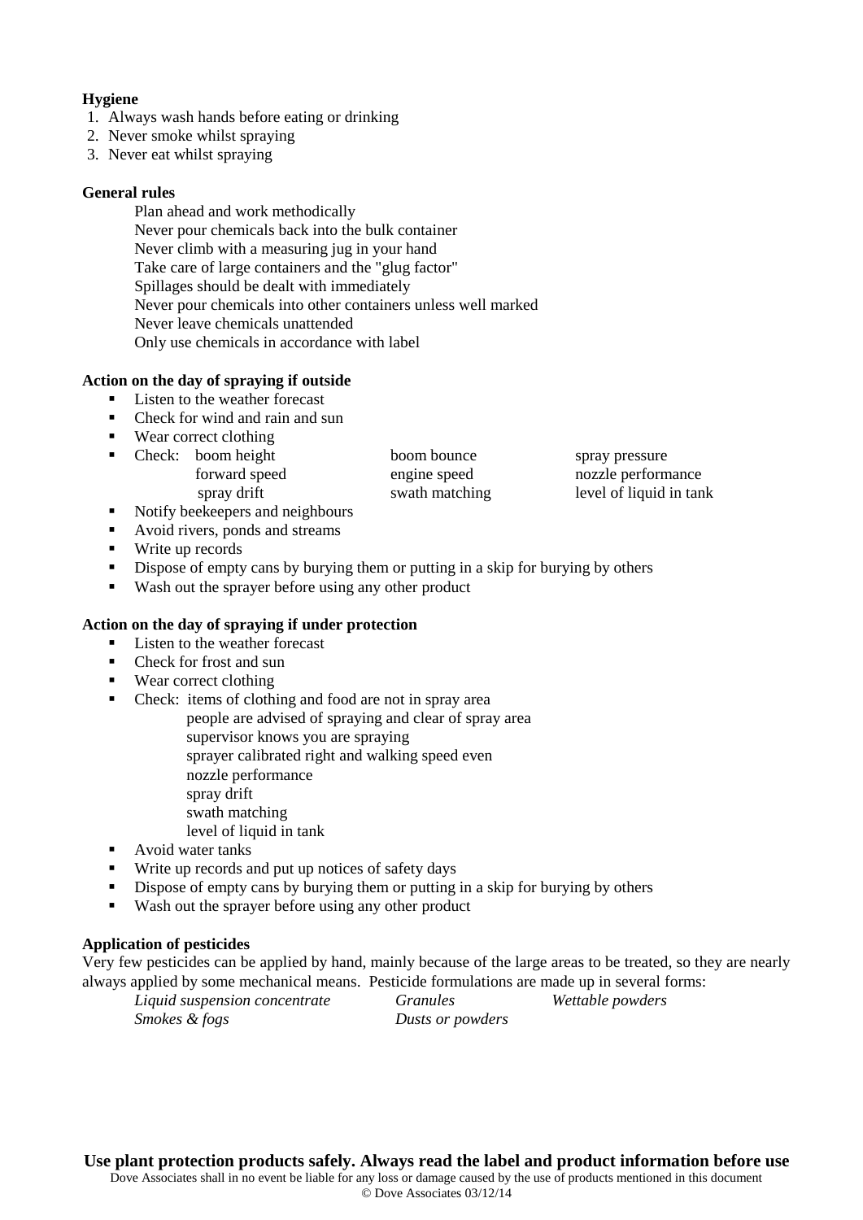**Hygiene**

1. Always wash hands before eating or drinking
2. Never smoke whilst spraying
3. Never eat whilst spraying

**General rules**

Plan ahead and work methodically
Never pour chemicals back into the bulk container
Never climb with a measuring jug in your hand
Take care of large containers and the "glug factor"
Spillages should be dealt with immediately
Never pour chemicals into other containers unless well marked
Never leave chemicals unattended
Only use chemicals in accordance with label

**Action on the day of spraying if outside**

- Listen to the weather forecast
- Check for wind and rain and sun
- Wear correct clothing
- Check: boom height, boom bounce, spray pressure, forward speed, engine speed, nozzle performance, spray drift, swath matching, level of liquid in tank
- Notify beekeepers and neighbours
- Avoid rivers, ponds and streams
- Write up records
- Dispose of empty cans by burying them or putting in a skip for burying by others
- Wash out the sprayer before using any other product

**Action on the day of spraying if under protection**

- Listen to the weather forecast
- Check for frost and sun
- Wear correct clothing
- Check: items of clothing and food are not in spray area
  people are advised of spraying and clear of spray area
  supervisor knows you are spraying
  sprayer calibrated right and walking speed even
  nozzle performance
  spray drift
  swath matching
  level of liquid in tank
- Avoid water tanks
- Write up records and put up notices of safety days
- Dispose of empty cans by burying them or putting in a skip for burying by others
- Wash out the sprayer before using any other product

**Application of pesticides**

Very few pesticides can be applied by hand, mainly because of the large areas to be treated, so they are nearly always applied by some mechanical means. Pesticide formulations are made up in several forms:

*Liquid suspension concentrate* *Granules* *Wettable powders*
*Smokes & fogs* *Dusts or powders*

**Use plant protection products safely. Always read the label and product information before use**

Dove Associates shall in no event be liable for any loss or damage caused by the use of products mentioned in this document
© Dove Associates 03/12/14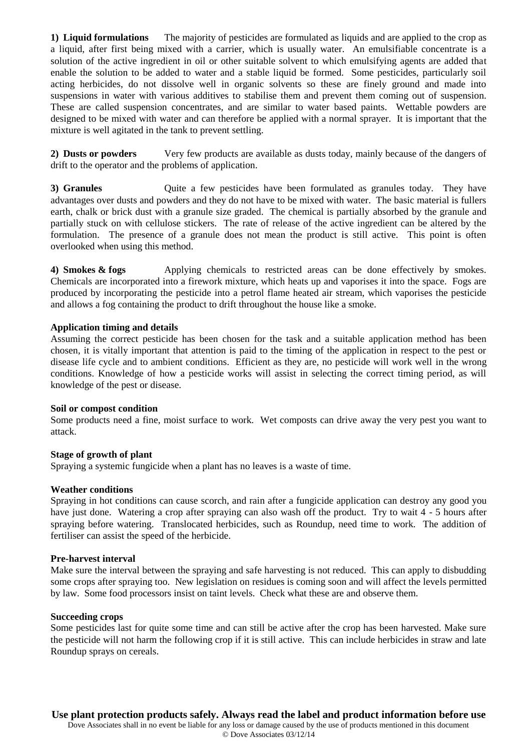**1) Liquid formulations** The majority of pesticides are formulated as liquids and are applied to the crop as a liquid, after first being mixed with a carrier, which is usually water. An emulsifiable concentrate is a solution of the active ingredient in oil or other suitable solvent to which emulsifying agents are added that enable the solution to be added to water and a stable liquid be formed. Some pesticides, particularly soil acting herbicides, do not dissolve well in organic solvents so these are finely ground and made into suspensions in water with various additives to stabilise them and prevent them coming out of suspension. These are called suspension concentrates, and are similar to water based paints. Wettable powders are designed to be mixed with water and can therefore be applied with a normal sprayer. It is important that the mixture is well agitated in the tank to prevent settling.

**2) Dusts or powders** Very few products are available as dusts today, mainly because of the dangers of drift to the operator and the problems of application.

**3) Granules** Quite a few pesticides have been formulated as granules today. They have advantages over dusts and powders and they do not have to be mixed with water. The basic material is fullers earth, chalk or brick dust with a granule size graded. The chemical is partially absorbed by the granule and partially stuck on with cellulose stickers. The rate of release of the active ingredient can be altered by the formulation. The presence of a granule does not mean the product is still active. This point is often overlooked when using this method.

**4) Smokes & fogs** Applying chemicals to restricted areas can be done effectively by smokes. Chemicals are incorporated into a firework mixture, which heats up and vaporises it into the space. Fogs are produced by incorporating the pesticide into a petrol flame heated air stream, which vaporises the pesticide and allows a fog containing the product to drift throughout the house like a smoke.

**Application timing and details**

Assuming the correct pesticide has been chosen for the task and a suitable application method has been chosen, it is vitally important that attention is paid to the timing of the application in respect to the pest or disease life cycle and to ambient conditions. Efficient as they are, no pesticide will work well in the wrong conditions. Knowledge of how a pesticide works will assist in selecting the correct timing period, as will knowledge of the pest or disease.

**Soil or compost condition**

Some products need a fine, moist surface to work. Wet composts can drive away the very pest you want to attack.

**Stage of growth of plant**

Spraying a systemic fungicide when a plant has no leaves is a waste of time.

**Weather conditions**

Spraying in hot conditions can cause scorch, and rain after a fungicide application can destroy any good you have just done. Watering a crop after spraying can also wash off the product. Try to wait 4 - 5 hours after spraying before watering. Translocated herbicides, such as Roundup, need time to work. The addition of fertiliser can assist the speed of the herbicide.

**Pre-harvest interval**

Make sure the interval between the spraying and safe harvesting is not reduced. This can apply to disbudding some crops after spraying too. New legislation on residues is coming soon and will affect the levels permitted by law. Some food processors insist on taint levels. Check what these are and observe them.

**Succeeding crops**

Some pesticides last for quite some time and can still be active after the crop has been harvested. Make sure the pesticide will not harm the following crop if it is still active. This can include herbicides in straw and late Roundup sprays on cereals.

**Use plant protection products safely. Always read the label and product information before use**

Dove Associates shall in no event be liable for any loss or damage caused by the use of products mentioned in this document

© Dove Associates 03/12/14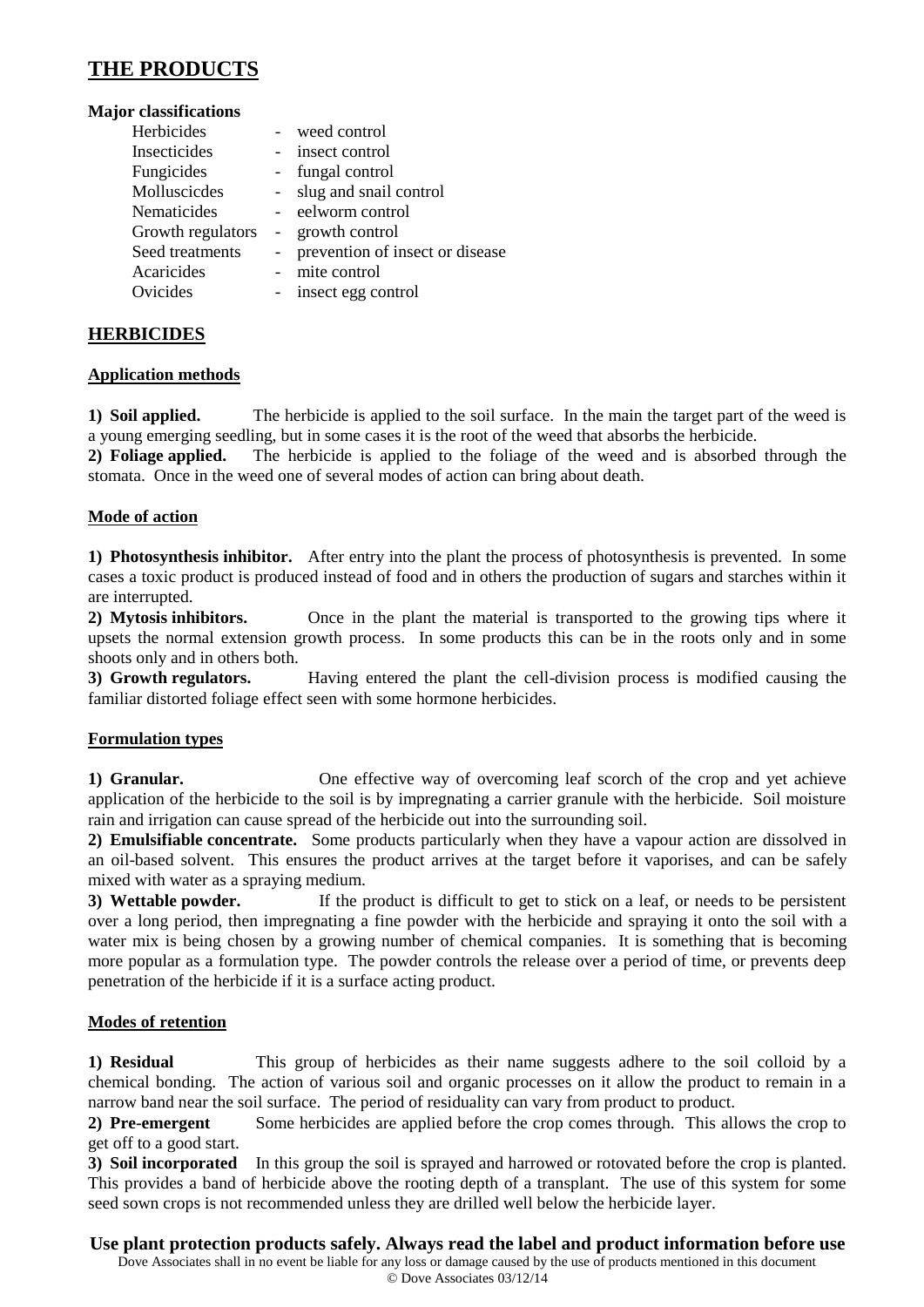# THE PRODUCTS

**Major classifications**

| | | |
|---|---|---|
| Herbicides | - | weed control |
| Insecticides | - | insect control |
| Fungicides | - | fungal control |
| Molluscicdes | - | slug and snail control |
| Nematicides | - | eelworm control |
| Growth regulators | - | growth control |
| Seed treatments | - | prevention of insect or disease |
| Acaricides | - | mite control |
| Ovicides | - | insect egg control |

## HERBICIDES

### Application methods

**1) Soil applied.** The herbicide is applied to the soil surface. In the main the target part of the weed is a young emerging seedling, but in some cases it is the root of the weed that absorbs the herbicide.
**2) Foliage applied.** The herbicide is applied to the foliage of the weed and is absorbed through the stomata. Once in the weed one of several modes of action can bring about death.

### Mode of action

**1) Photosynthesis inhibitor.** After entry into the plant the process of photosynthesis is prevented. In some cases a toxic product is produced instead of food and in others the production of sugars and starches within it are interrupted.
**2) Mytosis inhibitors.** Once in the plant the material is transported to the growing tips where it upsets the normal extension growth process. In some products this can be in the roots only and in some shoots only and in others both.
**3) Growth regulators.** Having entered the plant the cell-division process is modified causing the familiar distorted foliage effect seen with some hormone herbicides.

### Formulation types

**1) Granular.** One effective way of overcoming leaf scorch of the crop and yet achieve application of the herbicide to the soil is by impregnating a carrier granule with the herbicide. Soil moisture rain and irrigation can cause spread of the herbicide out into the surrounding soil.
**2) Emulsifiable concentrate.** Some products particularly when they have a vapour action are dissolved in an oil-based solvent. This ensures the product arrives at the target before it vaporises, and can be safely mixed with water as a spraying medium.
**3) Wettable powder.** If the product is difficult to get to stick on a leaf, or needs to be persistent over a long period, then impregnating a fine powder with the herbicide and spraying it onto the soil with a water mix is being chosen by a growing number of chemical companies. It is something that is becoming more popular as a formulation type. The powder controls the release over a period of time, or prevents deep penetration of the herbicide if it is a surface acting product.

### Modes of retention

**1) Residual** This group of herbicides as their name suggests adhere to the soil colloid by a chemical bonding. The action of various soil and organic processes on it allow the product to remain in a narrow band near the soil surface. The period of residuality can vary from product to product.
**2) Pre-emergent** Some herbicides are applied before the crop comes through. This allows the crop to get off to a good start.
**3) Soil incorporated** In this group the soil is sprayed and harrowed or rotovated before the crop is planted. This provides a band of herbicide above the rooting depth of a transplant. The use of this system for some seed sown crops is not recommended unless they are drilled well below the herbicide layer.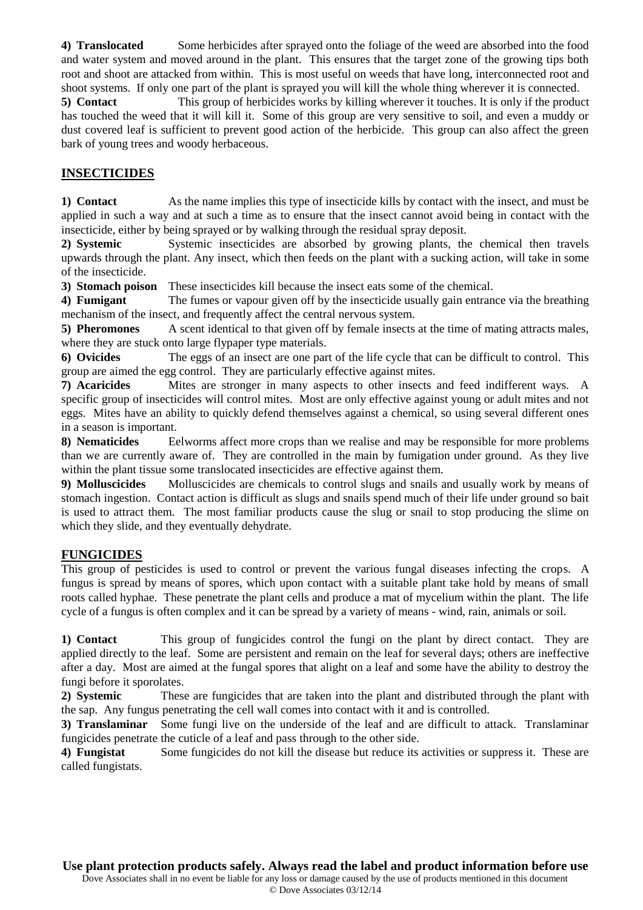**4) Translocated** Some herbicides after sprayed onto the foliage of the weed are absorbed into the food and water system and moved around in the plant. This ensures that the target zone of the growing tips both root and shoot are attacked from within. This is most useful on weeds that have long, interconnected root and shoot systems. If only one part of the plant is sprayed you will kill the whole thing wherever it is connected.

**5) Contact** This group of herbicides works by killing wherever it touches. It is only if the product has touched the weed that it will kill it. Some of this group are very sensitive to soil, and even a muddy or dust covered leaf is sufficient to prevent good action of the herbicide. This group can also affect the green bark of young trees and woody herbaceous.

## INSECTICIDES

**1) Contact** As the name implies this type of insecticide kills by contact with the insect, and must be applied in such a way and at such a time as to ensure that the insect cannot avoid being in contact with the insecticide, either by being sprayed or by walking through the residual spray deposit.

**2) Systemic** Systemic insecticides are absorbed by growing plants, the chemical then travels upwards through the plant. Any insect, which then feeds on the plant with a sucking action, will take in some of the insecticide.

**3) Stomach poison** These insecticides kill because the insect eats some of the chemical.

**4) Fumigant** The fumes or vapour given off by the insecticide usually gain entrance via the breathing mechanism of the insect, and frequently affect the central nervous system.

**5) Pheromones** A scent identical to that given off by female insects at the time of mating attracts males, where they are stuck onto large flypaper type materials.

**6) Ovicides** The eggs of an insect are one part of the life cycle that can be difficult to control. This group are aimed the egg control. They are particularly effective against mites.

**7) Acaricides** Mites are stronger in many aspects to other insects and feed indifferent ways. A specific group of insecticides will control mites. Most are only effective against young or adult mites and not eggs. Mites have an ability to quickly defend themselves against a chemical, so using several different ones in a season is important.

**8) Nematicides** Eelworms affect more crops than we realise and may be responsible for more problems than we are currently aware of. They are controlled in the main by fumigation under ground. As they live within the plant tissue some translocated insecticides are effective against them.

**9) Molluscicides** Molluscicides are chemicals to control slugs and snails and usually work by means of stomach ingestion. Contact action is difficult as slugs and snails spend much of their life under ground so bait is used to attract them. The most familiar products cause the slug or snail to stop producing the slime on which they slide, and they eventually dehydrate.

## FUNGICIDES

This group of pesticides is used to control or prevent the various fungal diseases infecting the crops. A fungus is spread by means of spores, which upon contact with a suitable plant take hold by means of small roots called hyphae. These penetrate the plant cells and produce a mat of mycelium within the plant. The life cycle of a fungus is often complex and it can be spread by a variety of means - wind, rain, animals or soil.

**1) Contact** This group of fungicides control the fungi on the plant by direct contact. They are applied directly to the leaf. Some are persistent and remain on the leaf for several days; others are ineffective after a day. Most are aimed at the fungal spores that alight on a leaf and some have the ability to destroy the fungi before it sporolates.

**2) Systemic** These are fungicides that are taken into the plant and distributed through the plant with the sap. Any fungus penetrating the cell wall comes into contact with it and is controlled.

**3) Translaminar** Some fungi live on the underside of the leaf and are difficult to attack. Translaminar fungicides penetrate the cuticle of a leaf and pass through to the other side.

**4) Fungistat** Some fungicides do not kill the disease but reduce its activities or suppress it. These are called fungistats.

**Use plant protection products safely. Always read the label and product information before use**

Dove Associates shall in no event be liable for any loss or damage caused by the use of products mentioned in this document

© Dove Associates 03/12/14